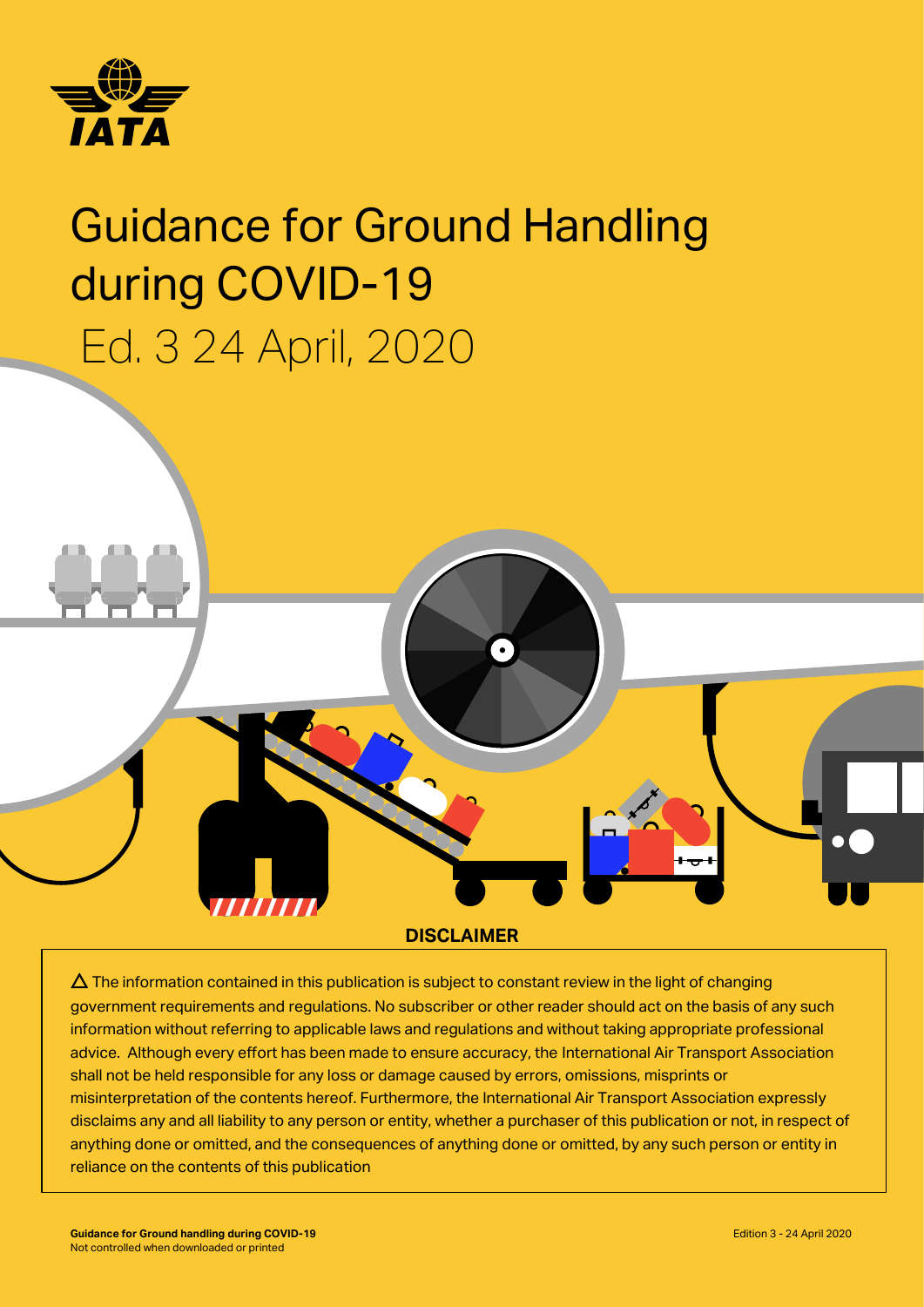# Guidance for Ground Handling during COVID-19

Ed. 3 24 April, 2020

**DISCLAIMER**

⚠ The information contained in this publication is subject to constant review in the light of changing government requirements and regulations. No subscriber or other reader should act on the basis of any such information without referring to applicable laws and regulations and without taking appropriate professional advice. Although every effort has been made to ensure accuracy, the International Air Transport Association shall not be held responsible for any loss or damage caused by errors, omissions, misprints or misinterpretation of the contents hereof. Furthermore, the International Air Transport Association expressly disclaims any and all liability to any person or entity, whether a purchaser of this publication or not, in respect of anything done or omitted, and the consequences of anything done or omitted, by any such person or entity in reliance on the contents of this publication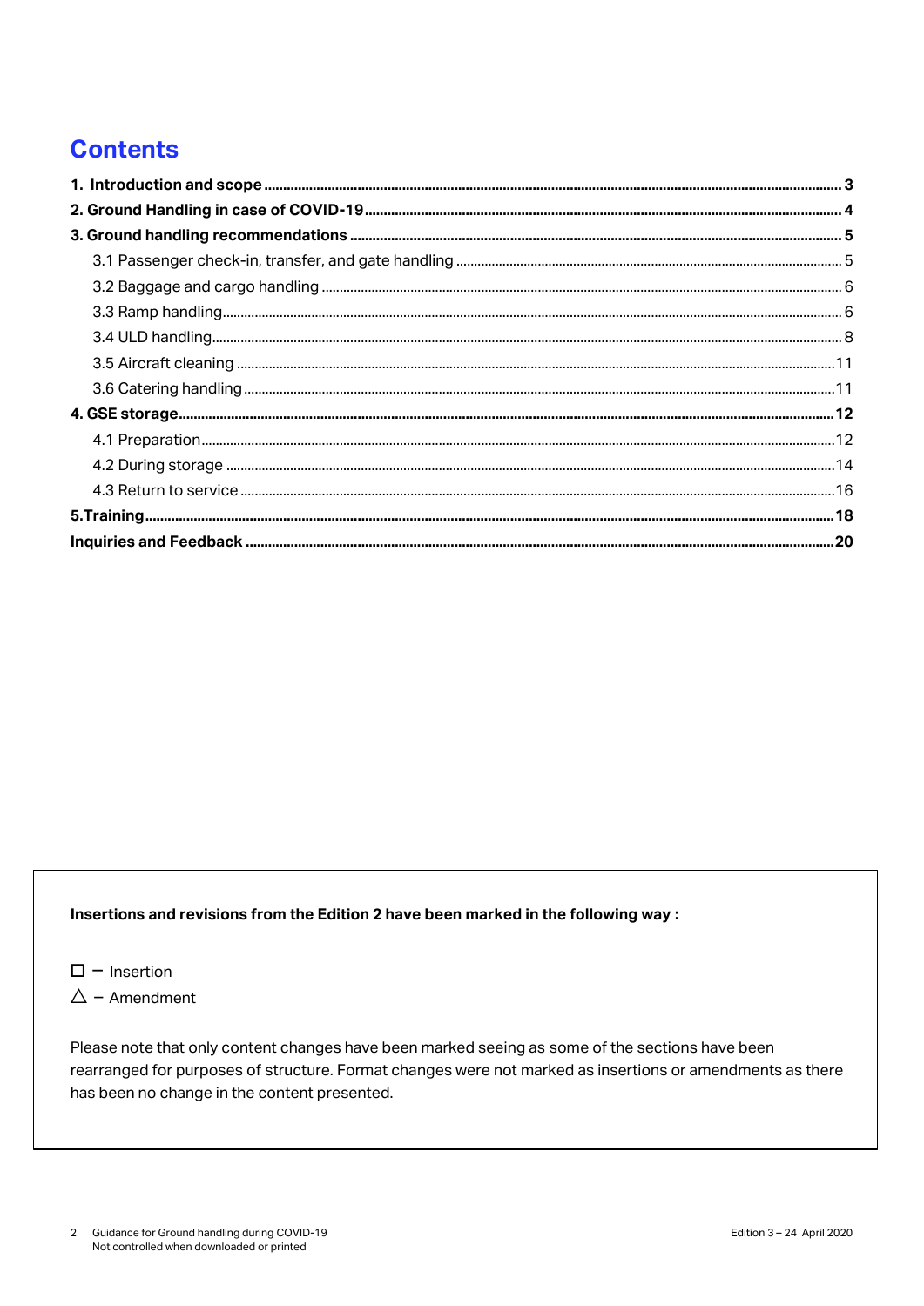# Contents

**1. Introduction and scope** ..... **3**

**2. Ground Handling in case of COVID-19** ..... **4**

**3. Ground handling recommendations** ..... **5**

- 3.1 Passenger check-in, transfer, and gate handling ..... 5
- 3.2 Baggage and cargo handling ..... 6
- 3.3 Ramp handling ..... 6
- 3.4 ULD handling ..... 8
- 3.5 Aircraft cleaning ..... 11
- 3.6 Catering handling ..... 11

**4. GSE storage** ..... **12**

- 4.1 Preparation ..... 12
- 4.2 During storage ..... 14
- 4.3 Return to service ..... 16

**5.Training** ..... **18**

**Inquiries and Feedback** ..... **20**

---

**Insertions and revisions from the Edition 2 have been marked in the following way :**

☐ – Insertion

△ – Amendment

Please note that only content changes have been marked seeing as some of the sections have been rearranged for purposes of structure. Format changes were not marked as insertions or amendments as there has been no change in the content presented.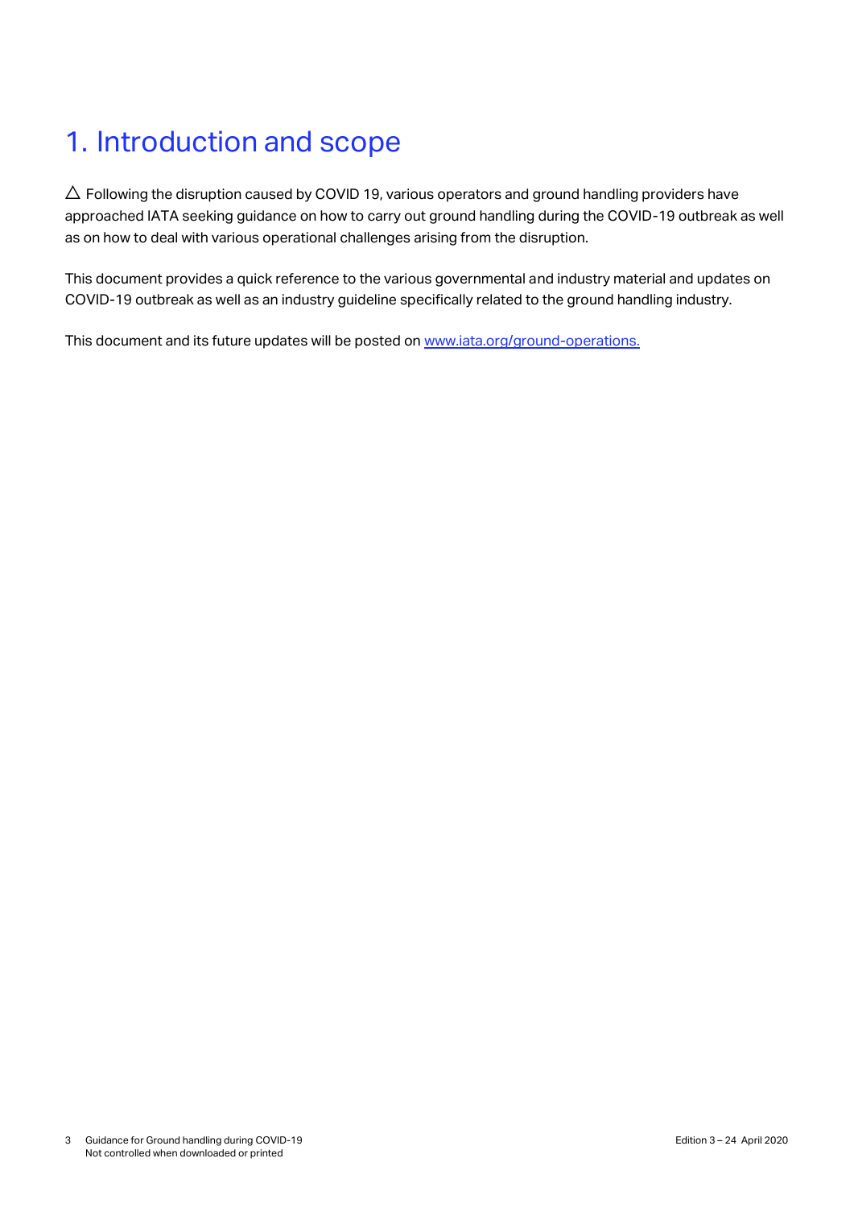# 1. Introduction and scope

△ Following the disruption caused by COVID 19, various operators and ground handling providers have approached IATA seeking guidance on how to carry out ground handling during the COVID-19 outbreak as well as on how to deal with various operational challenges arising from the disruption.

This document provides a quick reference to the various governmental and industry material and updates on COVID-19 outbreak as well as an industry guideline specifically related to the ground handling industry.

This document and its future updates will be posted on [www.iata.org/ground-operations.](http://www.iata.org/ground-operations)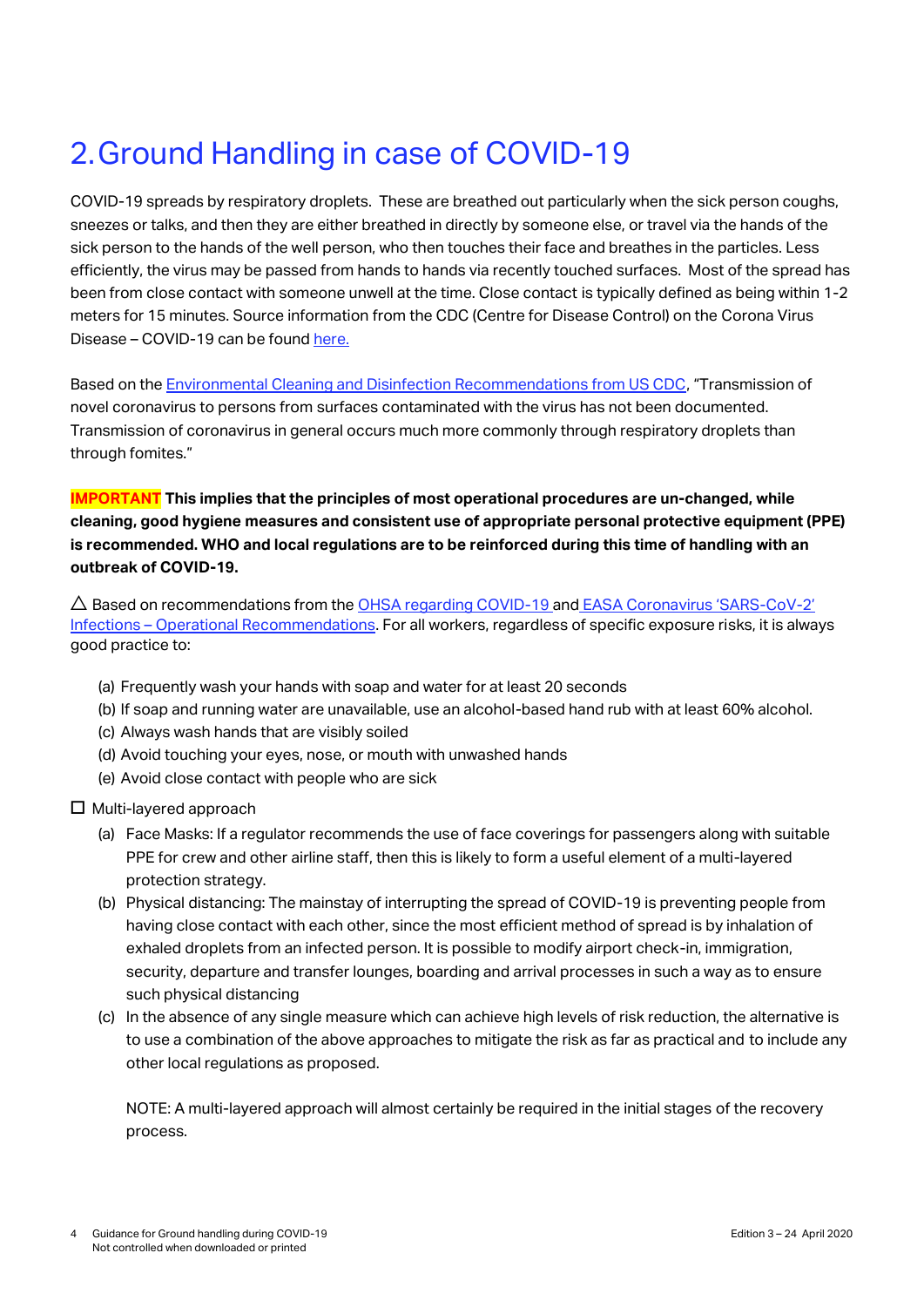# 2. Ground Handling in case of COVID-19

COVID-19 spreads by respiratory droplets. These are breathed out particularly when the sick person coughs, sneezes or talks, and then they are either breathed in directly by someone else, or travel via the hands of the sick person to the hands of the well person, who then touches their face and breathes in the particles. Less efficiently, the virus may be passed from hands to hands via recently touched surfaces. Most of the spread has been from close contact with someone unwell at the time. Close contact is typically defined as being within 1-2 meters for 15 minutes. Source information from the CDC (Centre for Disease Control) on the Corona Virus Disease – COVID-19 can be found here.

Based on the Environmental Cleaning and Disinfection Recommendations from US CDC, "Transmission of novel coronavirus to persons from surfaces contaminated with the virus has not been documented. Transmission of coronavirus in general occurs much more commonly through respiratory droplets than through fomites."

**IMPORTANT This implies that the principles of most operational procedures are un-changed, while cleaning, good hygiene measures and consistent use of appropriate personal protective equipment (PPE) is recommended. WHO and local regulations are to be reinforced during this time of handling with an outbreak of COVID-19.**

△ Based on recommendations from the OHSA regarding COVID-19 and EASA Coronavirus 'SARS-CoV-2' Infections – Operational Recommendations. For all workers, regardless of specific exposure risks, it is always good practice to:

(a) Frequently wash your hands with soap and water for at least 20 seconds
(b) If soap and running water are unavailable, use an alcohol-based hand rub with at least 60% alcohol.
(c) Always wash hands that are visibly soiled
(d) Avoid touching your eyes, nose, or mouth with unwashed hands
(e) Avoid close contact with people who are sick

☐ Multi-layered approach

(a) Face Masks: If a regulator recommends the use of face coverings for passengers along with suitable PPE for crew and other airline staff, then this is likely to form a useful element of a multi-layered protection strategy.
(b) Physical distancing: The mainstay of interrupting the spread of COVID-19 is preventing people from having close contact with each other, since the most efficient method of spread is by inhalation of exhaled droplets from an infected person. It is possible to modify airport check-in, immigration, security, departure and transfer lounges, boarding and arrival processes in such a way as to ensure such physical distancing
(c) In the absence of any single measure which can achieve high levels of risk reduction, the alternative is to use a combination of the above approaches to mitigate the risk as far as practical and to include any other local regulations as proposed.

NOTE: A multi-layered approach will almost certainly be required in the initial stages of the recovery process.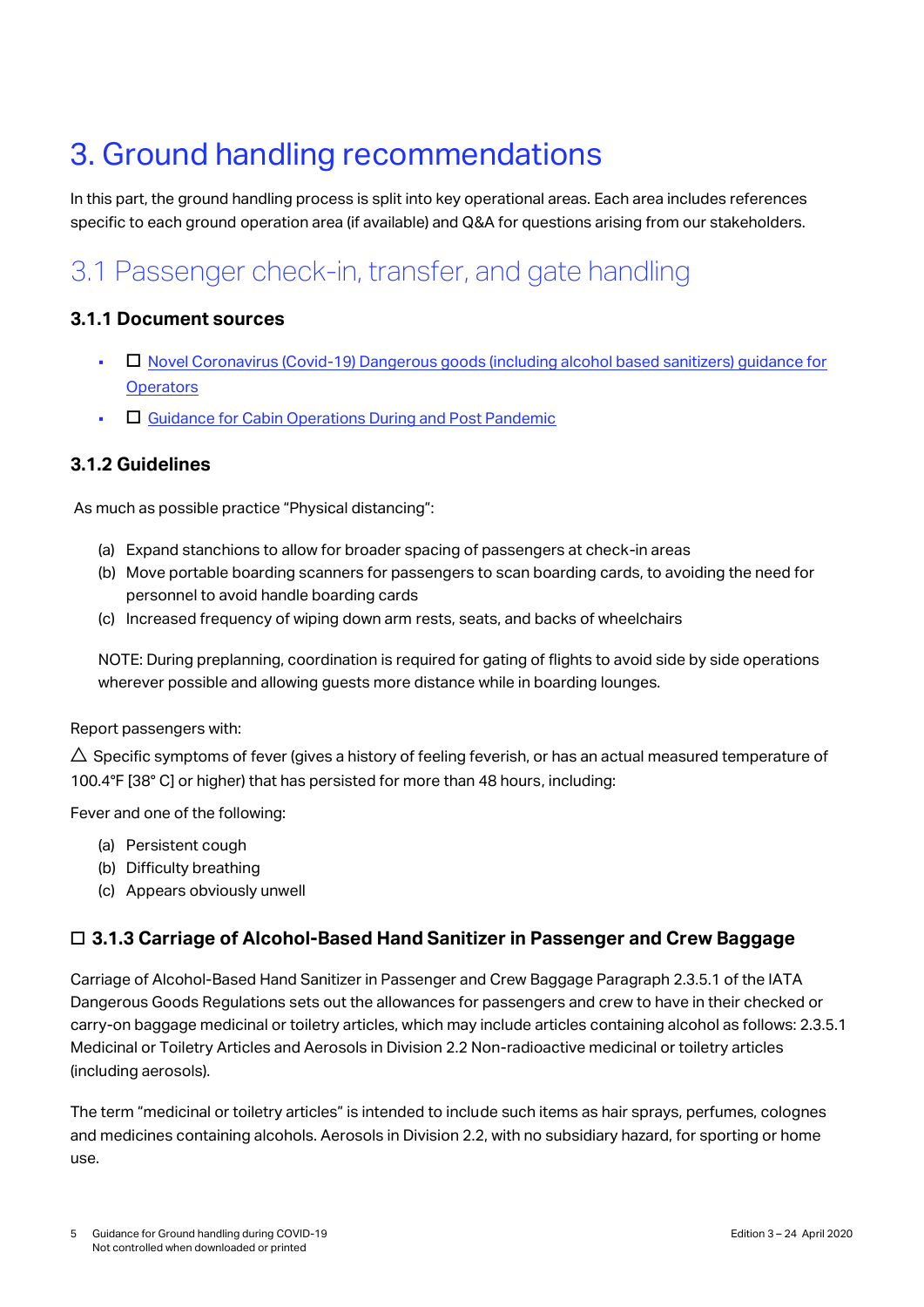# 3. Ground handling recommendations

In this part, the ground handling process is split into key operational areas. Each area includes references specific to each ground operation area (if available) and Q&A for questions arising from our stakeholders.

## 3.1 Passenger check-in, transfer, and gate handling

### 3.1.1 Document sources

- ☐ Novel Coronavirus (Covid-19) Dangerous goods (including alcohol based sanitizers) guidance for Operators
- ☐ Guidance for Cabin Operations During and Post Pandemic

### 3.1.2 Guidelines

As much as possible practice "Physical distancing":

(a) Expand stanchions to allow for broader spacing of passengers at check-in areas
(b) Move portable boarding scanners for passengers to scan boarding cards, to avoiding the need for personnel to avoid handle boarding cards
(c) Increased frequency of wiping down arm rests, seats, and backs of wheelchairs

NOTE: During preplanning, coordination is required for gating of flights to avoid side by side operations wherever possible and allowing guests more distance while in boarding lounges.

Report passengers with:

△ Specific symptoms of fever (gives a history of feeling feverish, or has an actual measured temperature of 100.4°F [38° C] or higher) that has persisted for more than 48 hours, including:

Fever and one of the following:

(a) Persistent cough
(b) Difficulty breathing
(c) Appears obviously unwell

### ☐ 3.1.3 Carriage of Alcohol-Based Hand Sanitizer in Passenger and Crew Baggage

Carriage of Alcohol-Based Hand Sanitizer in Passenger and Crew Baggage Paragraph 2.3.5.1 of the IATA Dangerous Goods Regulations sets out the allowances for passengers and crew to have in their checked or carry-on baggage medicinal or toiletry articles, which may include articles containing alcohol as follows: 2.3.5.1 Medicinal or Toiletry Articles and Aerosols in Division 2.2 Non-radioactive medicinal or toiletry articles (including aerosols).

The term "medicinal or toiletry articles" is intended to include such items as hair sprays, perfumes, colognes and medicines containing alcohols. Aerosols in Division 2.2, with no subsidiary hazard, for sporting or home use.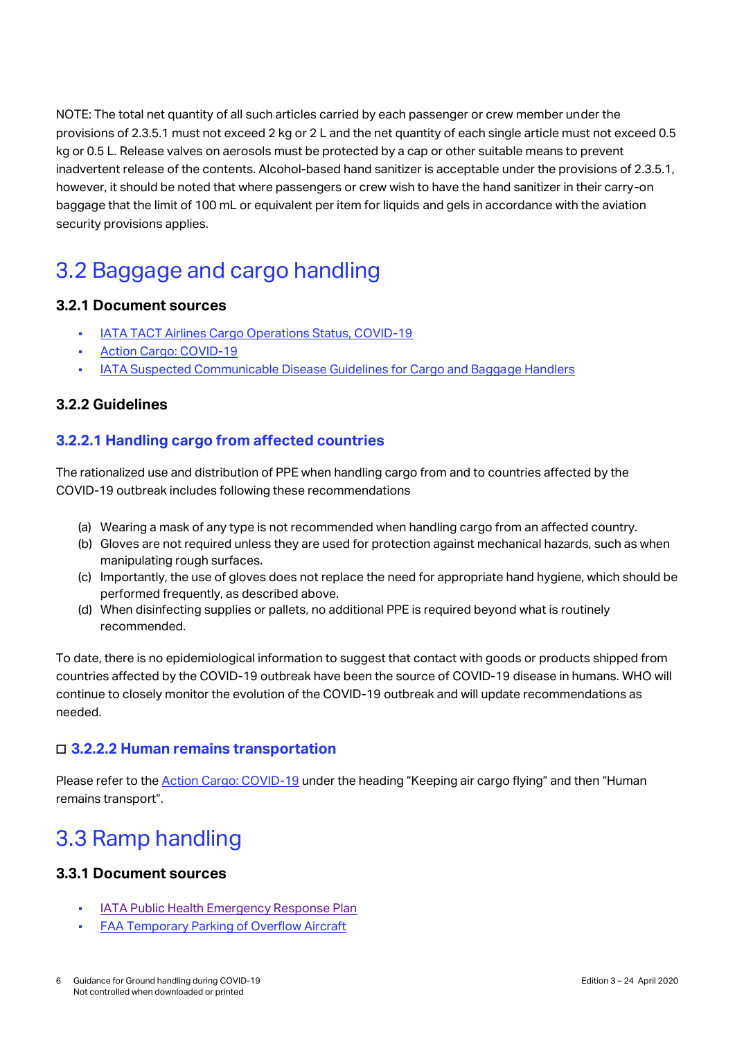NOTE: The total net quantity of all such articles carried by each passenger or crew member under the provisions of 2.3.5.1 must not exceed 2 kg or 2 L and the net quantity of each single article must not exceed 0.5 kg or 0.5 L. Release valves on aerosols must be protected by a cap or other suitable means to prevent inadvertent release of the contents. Alcohol-based hand sanitizer is acceptable under the provisions of 2.3.5.1, however, it should be noted that where passengers or crew wish to have the hand sanitizer in their carry-on baggage that the limit of 100 mL or equivalent per item for liquids and gels in accordance with the aviation security provisions applies.

# 3.2 Baggage and cargo handling

### 3.2.1 Document sources

- IATA TACT Airlines Cargo Operations Status, COVID-19
- Action Cargo: COVID-19
- IATA Suspected Communicable Disease Guidelines for Cargo and Baggage Handlers

### 3.2.2 Guidelines

#### 3.2.2.1 Handling cargo from affected countries

The rationalized use and distribution of PPE when handling cargo from and to countries affected by the COVID-19 outbreak includes following these recommendations

(a) Wearing a mask of any type is not recommended when handling cargo from an affected country.
(b) Gloves are not required unless they are used for protection against mechanical hazards, such as when manipulating rough surfaces.
(c) Importantly, the use of gloves does not replace the need for appropriate hand hygiene, which should be performed frequently, as described above.
(d) When disinfecting supplies or pallets, no additional PPE is required beyond what is routinely recommended.

To date, there is no epidemiological information to suggest that contact with goods or products shipped from countries affected by the COVID-19 outbreak have been the source of COVID-19 disease in humans. WHO will continue to closely monitor the evolution of the COVID-19 outbreak and will update recommendations as needed.

#### ☐ 3.2.2.2 Human remains transportation

Please refer to the Action Cargo: COVID-19 under the heading "Keeping air cargo flying" and then "Human remains transport".

# 3.3 Ramp handling

### 3.3.1 Document sources

- IATA Public Health Emergency Response Plan
- FAA Temporary Parking of Overflow Aircraft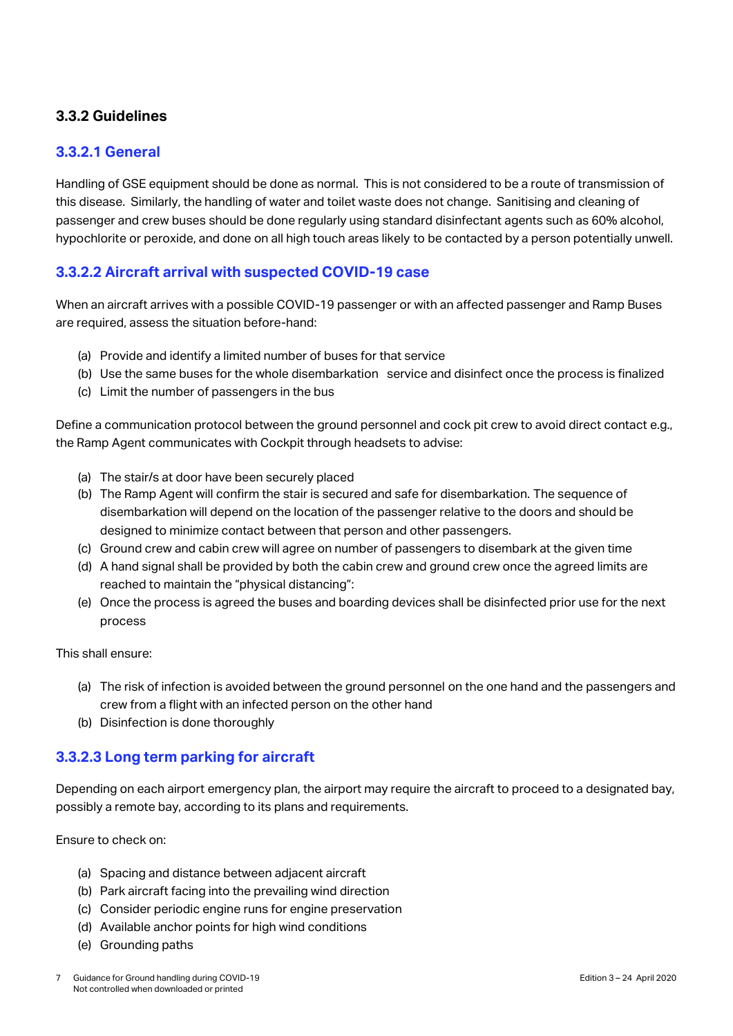### 3.3.2 Guidelines

#### 3.3.2.1 General

Handling of GSE equipment should be done as normal. This is not considered to be a route of transmission of this disease. Similarly, the handling of water and toilet waste does not change. Sanitising and cleaning of passenger and crew buses should be done regularly using standard disinfectant agents such as 60% alcohol, hypochlorite or peroxide, and done on all high touch areas likely to be contacted by a person potentially unwell.

#### 3.3.2.2 Aircraft arrival with suspected COVID-19 case

When an aircraft arrives with a possible COVID-19 passenger or with an affected passenger and Ramp Buses are required, assess the situation before-hand:

(a) Provide and identify a limited number of buses for that service
(b) Use the same buses for the whole disembarkation service and disinfect once the process is finalized
(c) Limit the number of passengers in the bus

Define a communication protocol between the ground personnel and cock pit crew to avoid direct contact e.g., the Ramp Agent communicates with Cockpit through headsets to advise:

(a) The stair/s at door have been securely placed
(b) The Ramp Agent will confirm the stair is secured and safe for disembarkation. The sequence of disembarkation will depend on the location of the passenger relative to the doors and should be designed to minimize contact between that person and other passengers.
(c) Ground crew and cabin crew will agree on number of passengers to disembark at the given time
(d) A hand signal shall be provided by both the cabin crew and ground crew once the agreed limits are reached to maintain the "physical distancing":
(e) Once the process is agreed the buses and boarding devices shall be disinfected prior use for the next process

This shall ensure:

(a) The risk of infection is avoided between the ground personnel on the one hand and the passengers and crew from a flight with an infected person on the other hand
(b) Disinfection is done thoroughly

#### 3.3.2.3 Long term parking for aircraft

Depending on each airport emergency plan, the airport may require the aircraft to proceed to a designated bay, possibly a remote bay, according to its plans and requirements.

Ensure to check on:

(a) Spacing and distance between adjacent aircraft
(b) Park aircraft facing into the prevailing wind direction
(c) Consider periodic engine runs for engine preservation
(d) Available anchor points for high wind conditions
(e) Grounding paths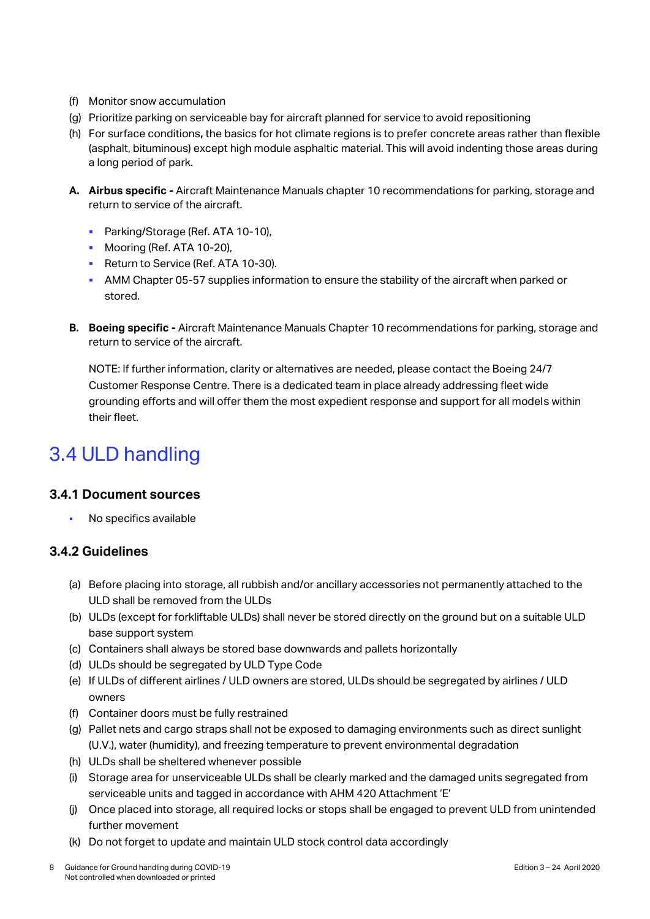(f) Monitor snow accumulation
(g) Prioritize parking on serviceable bay for aircraft planned for service to avoid repositioning
(h) For surface conditions**,** the basics for hot climate regions is to prefer concrete areas rather than flexible (asphalt, bituminous) except high module asphaltic material. This will avoid indenting those areas during a long period of park.

**A. Airbus specific -** Aircraft Maintenance Manuals chapter 10 recommendations for parking, storage and return to service of the aircraft.

- Parking/Storage (Ref. ATA 10-10),
- Mooring (Ref. ATA 10-20),
- Return to Service (Ref. ATA 10-30).
- AMM Chapter 05-57 supplies information to ensure the stability of the aircraft when parked or stored.

**B. Boeing specific -** Aircraft Maintenance Manuals Chapter 10 recommendations for parking, storage and return to service of the aircraft.

NOTE: If further information, clarity or alternatives are needed, please contact the Boeing 24/7 Customer Response Centre. There is a dedicated team in place already addressing fleet wide grounding efforts and will offer them the most expedient response and support for all models within their fleet.

## 3.4 ULD handling

### 3.4.1 Document sources

- No specifics available

### 3.4.2 Guidelines

(a) Before placing into storage, all rubbish and/or ancillary accessories not permanently attached to the ULD shall be removed from the ULDs
(b) ULDs (except for forkliftable ULDs) shall never be stored directly on the ground but on a suitable ULD base support system
(c) Containers shall always be stored base downwards and pallets horizontally
(d) ULDs should be segregated by ULD Type Code
(e) If ULDs of different airlines / ULD owners are stored, ULDs should be segregated by airlines / ULD owners
(f) Container doors must be fully restrained
(g) Pallet nets and cargo straps shall not be exposed to damaging environments such as direct sunlight (U.V.), water (humidity), and freezing temperature to prevent environmental degradation
(h) ULDs shall be sheltered whenever possible
(i) Storage area for unserviceable ULDs shall be clearly marked and the damaged units segregated from serviceable units and tagged in accordance with AHM 420 Attachment 'E'
(j) Once placed into storage, all required locks or stops shall be engaged to prevent ULD from unintended further movement
(k) Do not forget to update and maintain ULD stock control data accordingly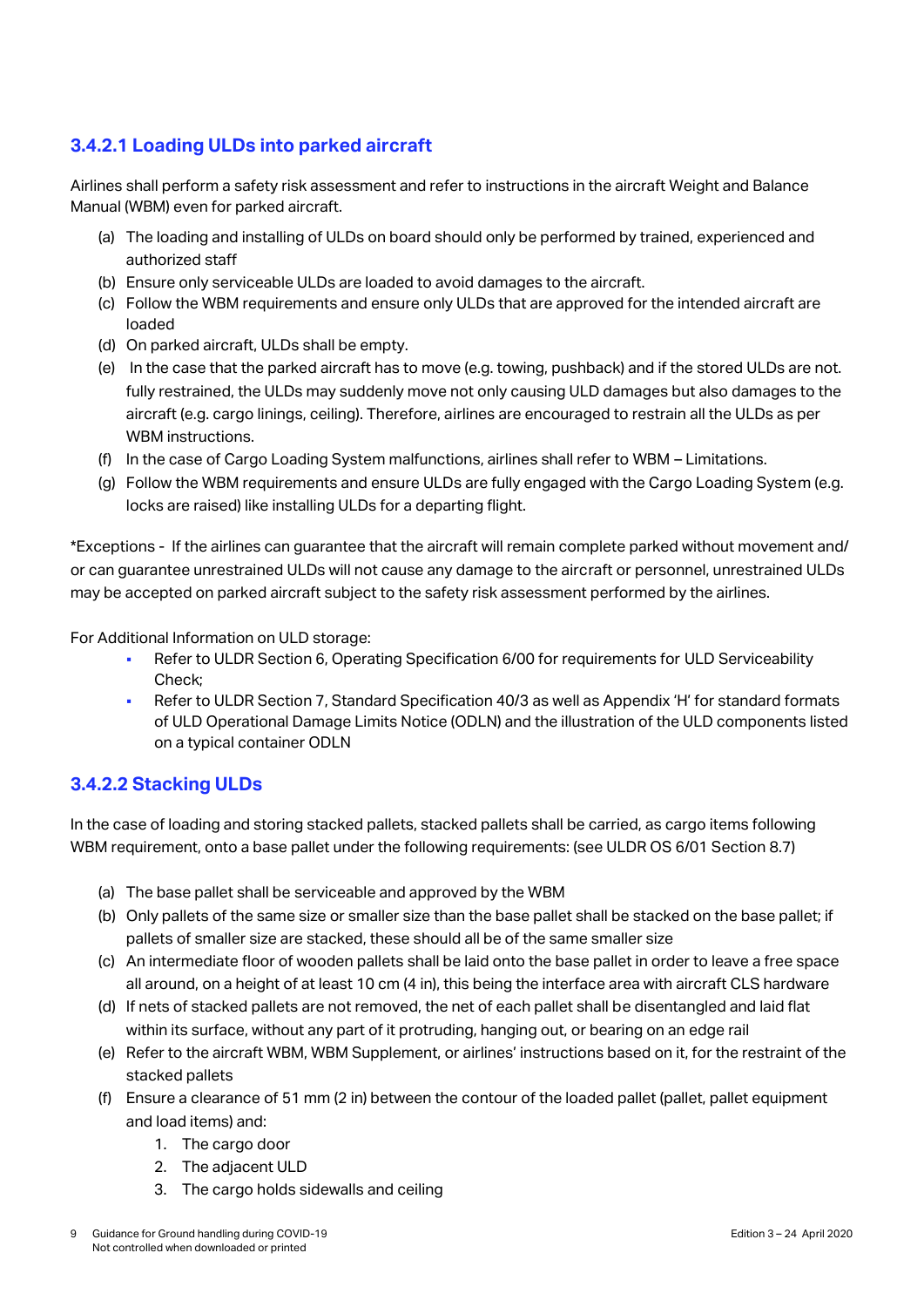### 3.4.2.1 Loading ULDs into parked aircraft

Airlines shall perform a safety risk assessment and refer to instructions in the aircraft Weight and Balance Manual (WBM) even for parked aircraft.

(a) The loading and installing of ULDs on board should only be performed by trained, experienced and authorized staff
(b) Ensure only serviceable ULDs are loaded to avoid damages to the aircraft.
(c) Follow the WBM requirements and ensure only ULDs that are approved for the intended aircraft are loaded
(d) On parked aircraft, ULDs shall be empty.
(e) In the case that the parked aircraft has to move (e.g. towing, pushback) and if the stored ULDs are not. fully restrained, the ULDs may suddenly move not only causing ULD damages but also damages to the aircraft (e.g. cargo linings, ceiling). Therefore, airlines are encouraged to restrain all the ULDs as per WBM instructions.
(f) In the case of Cargo Loading System malfunctions, airlines shall refer to WBM – Limitations.
(g) Follow the WBM requirements and ensure ULDs are fully engaged with the Cargo Loading System (e.g. locks are raised) like installing ULDs for a departing flight.

*Exceptions - If the airlines can guarantee that the aircraft will remain complete parked without movement and/ or can guarantee unrestrained ULDs will not cause any damage to the aircraft or personnel, unrestrained ULDs may be accepted on parked aircraft subject to the safety risk assessment performed by the airlines.

For Additional Information on ULD storage:

- Refer to ULDR Section 6, Operating Specification 6/00 for requirements for ULD Serviceability Check;
- Refer to ULDR Section 7, Standard Specification 40/3 as well as Appendix 'H' for standard formats of ULD Operational Damage Limits Notice (ODLN) and the illustration of the ULD components listed on a typical container ODLN

### 3.4.2.2 Stacking ULDs

In the case of loading and storing stacked pallets, stacked pallets shall be carried, as cargo items following WBM requirement, onto a base pallet under the following requirements: (see ULDR OS 6/01 Section 8.7)

(a) The base pallet shall be serviceable and approved by the WBM
(b) Only pallets of the same size or smaller size than the base pallet shall be stacked on the base pallet; if pallets of smaller size are stacked, these should all be of the same smaller size
(c) An intermediate floor of wooden pallets shall be laid onto the base pallet in order to leave a free space all around, on a height of at least 10 cm (4 in), this being the interface area with aircraft CLS hardware
(d) If nets of stacked pallets are not removed, the net of each pallet shall be disentangled and laid flat within its surface, without any part of it protruding, hanging out, or bearing on an edge rail
(e) Refer to the aircraft WBM, WBM Supplement, or airlines' instructions based on it, for the restraint of the stacked pallets
(f) Ensure a clearance of 51 mm (2 in) between the contour of the loaded pallet (pallet, pallet equipment and load items) and:
    1. The cargo door
    2. The adjacent ULD
    3. The cargo holds sidewalls and ceiling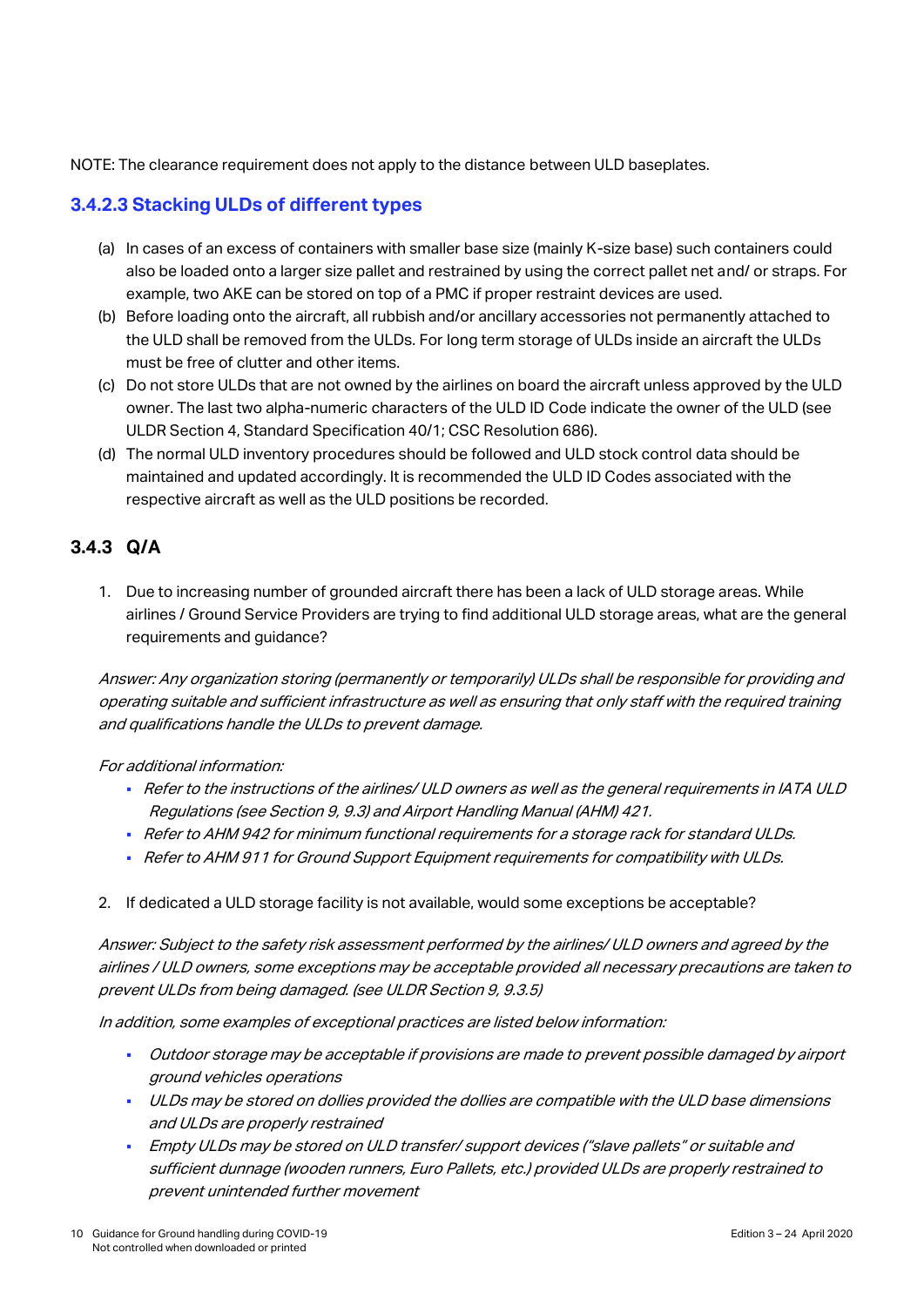NOTE: The clearance requirement does not apply to the distance between ULD baseplates.

#### 3.4.2.3 Stacking ULDs of different types

(a) In cases of an excess of containers with smaller base size (mainly K-size base) such containers could also be loaded onto a larger size pallet and restrained by using the correct pallet net and/ or straps. For example, two AKE can be stored on top of a PMC if proper restraint devices are used.

(b) Before loading onto the aircraft, all rubbish and/or ancillary accessories not permanently attached to the ULD shall be removed from the ULDs. For long term storage of ULDs inside an aircraft the ULDs must be free of clutter and other items.

(c) Do not store ULDs that are not owned by the airlines on board the aircraft unless approved by the ULD owner. The last two alpha-numeric characters of the ULD ID Code indicate the owner of the ULD (see ULDR Section 4, Standard Specification 40/1; CSC Resolution 686).

(d) The normal ULD inventory procedures should be followed and ULD stock control data should be maintained and updated accordingly. It is recommended the ULD ID Codes associated with the respective aircraft as well as the ULD positions be recorded.

### 3.4.3 Q/A

1. Due to increasing number of grounded aircraft there has been a lack of ULD storage areas. While airlines / Ground Service Providers are trying to find additional ULD storage areas, what are the general requirements and guidance?

*Answer: Any organization storing (permanently or temporarily) ULDs shall be responsible for providing and operating suitable and sufficient infrastructure as well as ensuring that only staff with the required training and qualifications handle the ULDs to prevent damage.*

*For additional information:*

- *Refer to the instructions of the airlines/ ULD owners as well as the general requirements in IATA ULD Regulations (see Section 9, 9.3) and Airport Handling Manual (AHM) 421.*
- *Refer to AHM 942 for minimum functional requirements for a storage rack for standard ULDs.*
- *Refer to AHM 911 for Ground Support Equipment requirements for compatibility with ULDs.*

2. If dedicated a ULD storage facility is not available, would some exceptions be acceptable?

*Answer: Subject to the safety risk assessment performed by the airlines/ ULD owners and agreed by the airlines / ULD owners, some exceptions may be acceptable provided all necessary precautions are taken to prevent ULDs from being damaged. (see ULDR Section 9, 9.3.5)*

*In addition, some examples of exceptional practices are listed below information:*

- *Outdoor storage may be acceptable if provisions are made to prevent possible damaged by airport ground vehicles operations*
- *ULDs may be stored on dollies provided the dollies are compatible with the ULD base dimensions and ULDs are properly restrained*
- *Empty ULDs may be stored on ULD transfer/ support devices ("slave pallets" or suitable and sufficient dunnage (wooden runners, Euro Pallets, etc.) provided ULDs are properly restrained to prevent unintended further movement*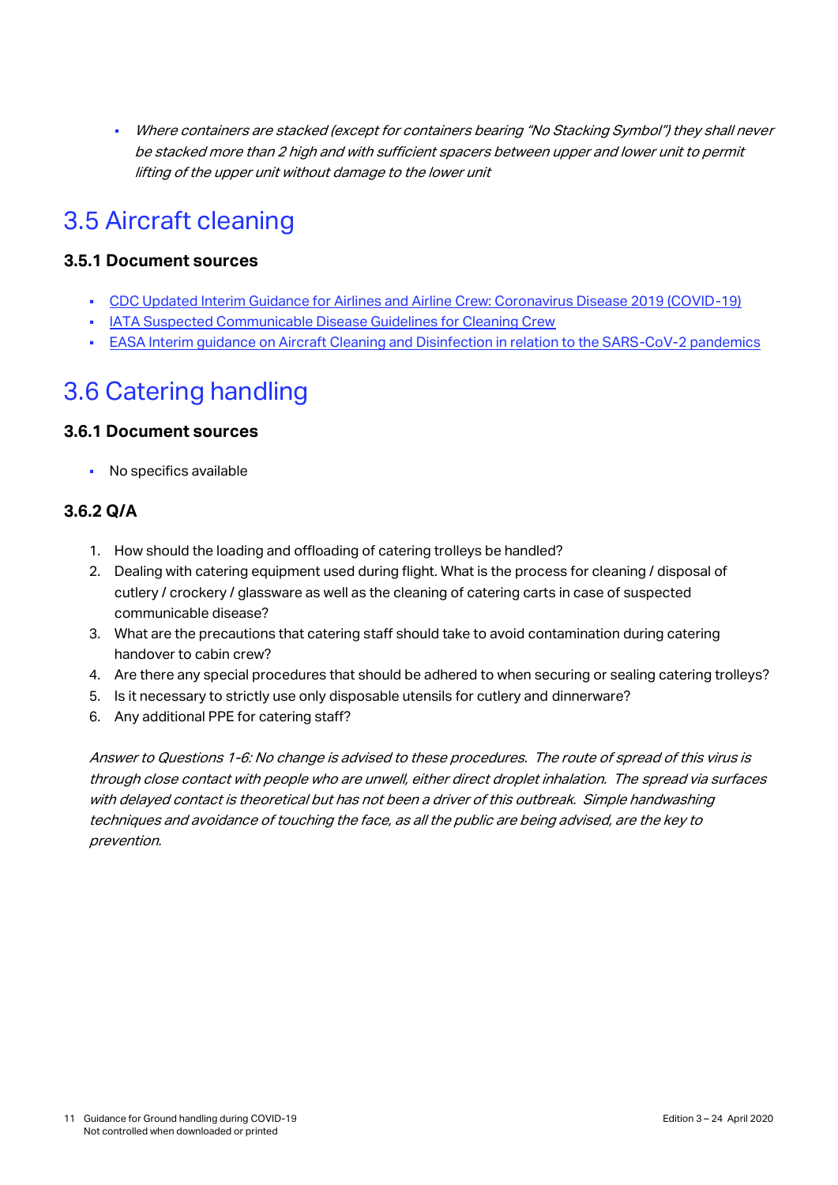- *Where containers are stacked (except for containers bearing "No Stacking Symbol") they shall never be stacked more than 2 high and with sufficient spacers between upper and lower unit to permit lifting of the upper unit without damage to the lower unit*

## 3.5 Aircraft cleaning

### 3.5.1 Document sources

- CDC Updated Interim Guidance for Airlines and Airline Crew: Coronavirus Disease 2019 (COVID-19)
- IATA Suspected Communicable Disease Guidelines for Cleaning Crew
- EASA Interim guidance on Aircraft Cleaning and Disinfection in relation to the SARS-CoV-2 pandemics

## 3.6 Catering handling

### 3.6.1 Document sources

- No specifics available

### 3.6.2 Q/A

1. How should the loading and offloading of catering trolleys be handled?
2. Dealing with catering equipment used during flight. What is the process for cleaning / disposal of cutlery / crockery / glassware as well as the cleaning of catering carts in case of suspected communicable disease?
3. What are the precautions that catering staff should take to avoid contamination during catering handover to cabin crew?
4. Are there any special procedures that should be adhered to when securing or sealing catering trolleys?
5. Is it necessary to strictly use only disposable utensils for cutlery and dinnerware?
6. Any additional PPE for catering staff?

*Answer to Questions 1-6: No change is advised to these procedures. The route of spread of this virus is through close contact with people who are unwell, either direct droplet inhalation. The spread via surfaces with delayed contact is theoretical but has not been a driver of this outbreak. Simple handwashing techniques and avoidance of touching the face, as all the public are being advised, are the key to prevention.*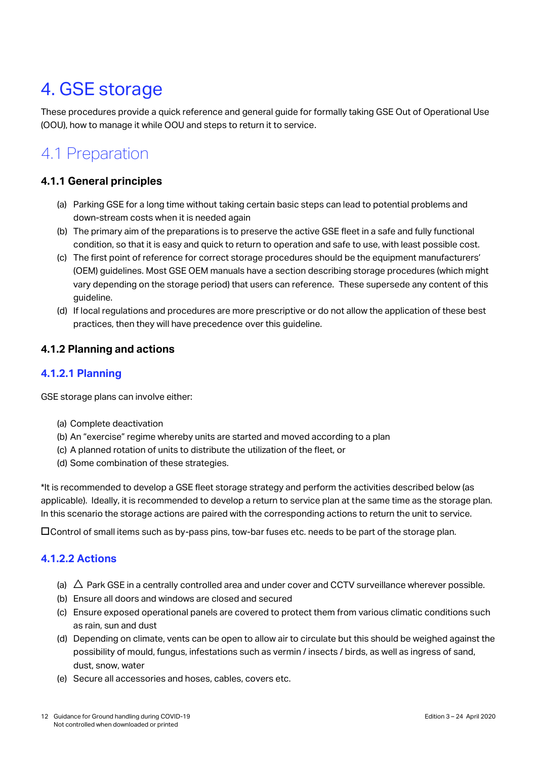# 4. GSE storage

These procedures provide a quick reference and general guide for formally taking GSE Out of Operational Use (OOU), how to manage it while OOU and steps to return it to service.

## 4.1 Preparation

### 4.1.1 General principles

(a) Parking GSE for a long time without taking certain basic steps can lead to potential problems and down-stream costs when it is needed again

(b) The primary aim of the preparations is to preserve the active GSE fleet in a safe and fully functional condition, so that it is easy and quick to return to operation and safe to use, with least possible cost.

(c) The first point of reference for correct storage procedures should be the equipment manufacturers' (OEM) guidelines. Most GSE OEM manuals have a section describing storage procedures (which might vary depending on the storage period) that users can reference. These supersede any content of this guideline.

(d) If local regulations and procedures are more prescriptive or do not allow the application of these best practices, then they will have precedence over this guideline.

### 4.1.2 Planning and actions

#### 4.1.2.1 Planning

GSE storage plans can involve either:

(a) Complete deactivation
(b) An "exercise" regime whereby units are started and moved according to a plan
(c) A planned rotation of units to distribute the utilization of the fleet, or
(d) Some combination of these strategies.

*It is recommended to develop a GSE fleet storage strategy and perform the activities described below (as applicable). Ideally, it is recommended to develop a return to service plan at the same time as the storage plan. In this scenario the storage actions are paired with the corresponding actions to return the unit to service.

☐Control of small items such as by-pass pins, tow-bar fuses etc. needs to be part of the storage plan.

#### 4.1.2.2 Actions

(a) △ Park GSE in a centrally controlled area and under cover and CCTV surveillance wherever possible.

(b) Ensure all doors and windows are closed and secured

(c) Ensure exposed operational panels are covered to protect them from various climatic conditions such as rain, sun and dust

(d) Depending on climate, vents can be open to allow air to circulate but this should be weighed against the possibility of mould, fungus, infestations such as vermin / insects / birds, as well as ingress of sand, dust, snow, water

(e) Secure all accessories and hoses, cables, covers etc.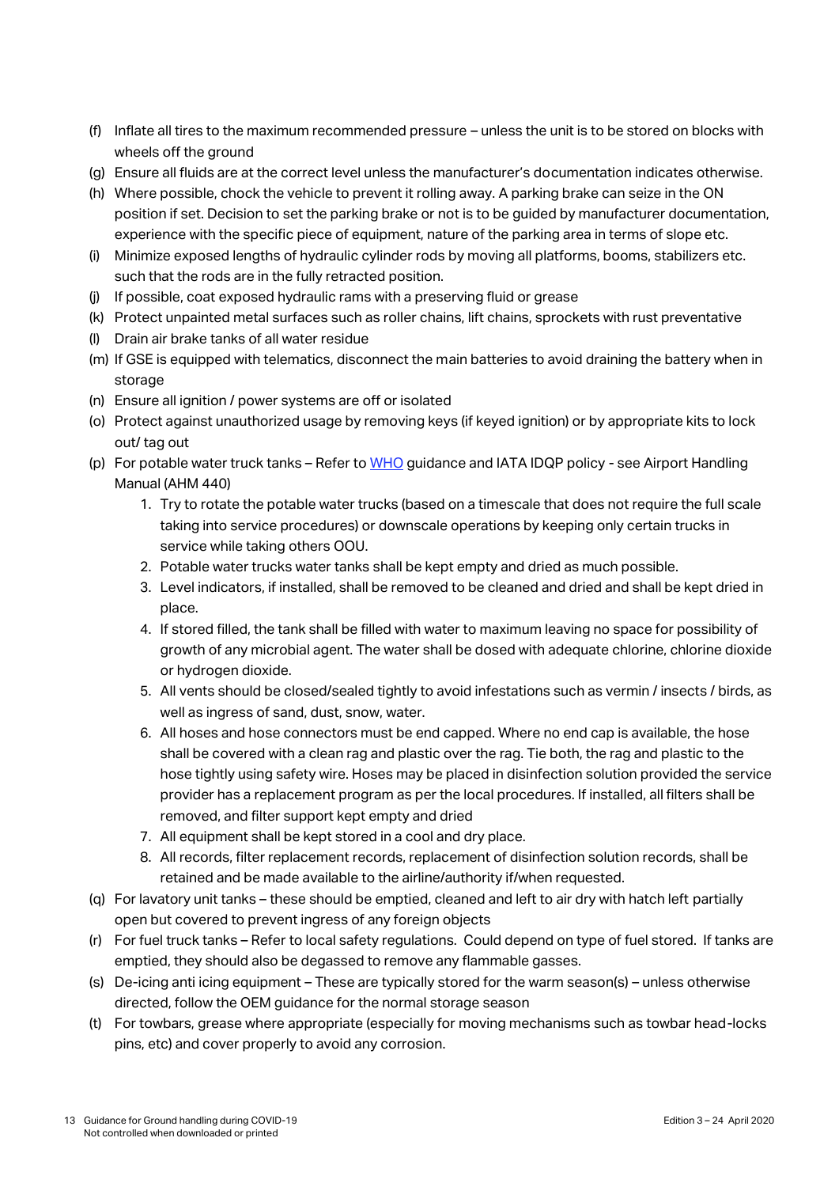(f) Inflate all tires to the maximum recommended pressure – unless the unit is to be stored on blocks with wheels off the ground

(g) Ensure all fluids are at the correct level unless the manufacturer's documentation indicates otherwise.

(h) Where possible, chock the vehicle to prevent it rolling away. A parking brake can seize in the ON position if set. Decision to set the parking brake or not is to be guided by manufacturer documentation, experience with the specific piece of equipment, nature of the parking area in terms of slope etc.

(i) Minimize exposed lengths of hydraulic cylinder rods by moving all platforms, booms, stabilizers etc. such that the rods are in the fully retracted position.

(j) If possible, coat exposed hydraulic rams with a preserving fluid or grease

(k) Protect unpainted metal surfaces such as roller chains, lift chains, sprockets with rust preventative

(l) Drain air brake tanks of all water residue

(m) If GSE is equipped with telematics, disconnect the main batteries to avoid draining the battery when in storage

(n) Ensure all ignition / power systems are off or isolated

(o) Protect against unauthorized usage by removing keys (if keyed ignition) or by appropriate kits to lock out/ tag out

(p) For potable water truck tanks – Refer to WHO guidance and IATA IDQP policy - see Airport Handling Manual (AHM 440)

   1. Try to rotate the potable water trucks (based on a timescale that does not require the full scale taking into service procedures) or downscale operations by keeping only certain trucks in service while taking others OOU.
   2. Potable water trucks water tanks shall be kept empty and dried as much possible.
   3. Level indicators, if installed, shall be removed to be cleaned and dried and shall be kept dried in place.
   4. If stored filled, the tank shall be filled with water to maximum leaving no space for possibility of growth of any microbial agent. The water shall be dosed with adequate chlorine, chlorine dioxide or hydrogen dioxide.
   5. All vents should be closed/sealed tightly to avoid infestations such as vermin / insects / birds, as well as ingress of sand, dust, snow, water.
   6. All hoses and hose connectors must be end capped. Where no end cap is available, the hose shall be covered with a clean rag and plastic over the rag. Tie both, the rag and plastic to the hose tightly using safety wire. Hoses may be placed in disinfection solution provided the service provider has a replacement program as per the local procedures. If installed, all filters shall be removed, and filter support kept empty and dried
   7. All equipment shall be kept stored in a cool and dry place.
   8. All records, filter replacement records, replacement of disinfection solution records, shall be retained and be made available to the airline/authority if/when requested.

(q) For lavatory unit tanks – these should be emptied, cleaned and left to air dry with hatch left partially open but covered to prevent ingress of any foreign objects

(r) For fuel truck tanks – Refer to local safety regulations. Could depend on type of fuel stored. If tanks are emptied, they should also be degassed to remove any flammable gasses.

(s) De-icing anti icing equipment – These are typically stored for the warm season(s) – unless otherwise directed, follow the OEM guidance for the normal storage season

(t) For towbars, grease where appropriate (especially for moving mechanisms such as towbar head-locks pins, etc) and cover properly to avoid any corrosion.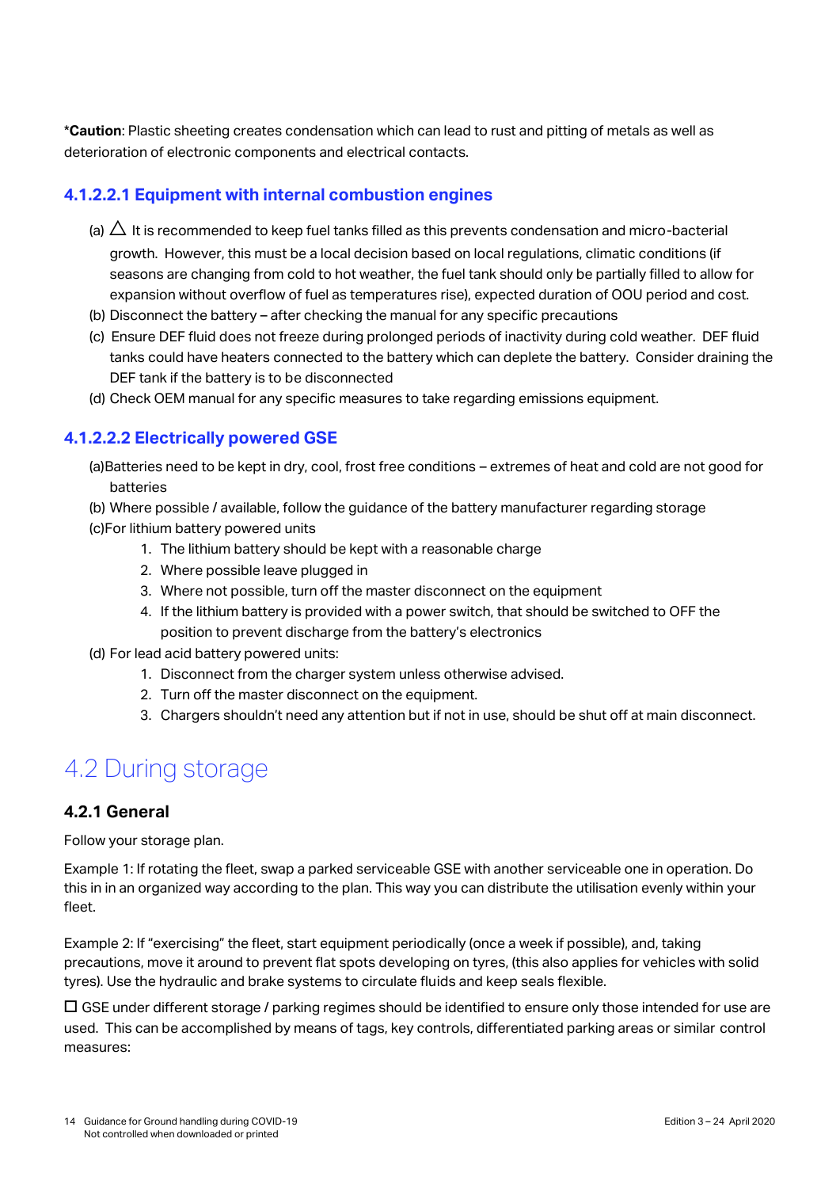*Caution: Plastic sheeting creates condensation which can lead to rust and pitting of metals as well as deterioration of electronic components and electrical contacts.

### 4.1.2.2.1 Equipment with internal combustion engines

(a) △ It is recommended to keep fuel tanks filled as this prevents condensation and micro-bacterial growth. However, this must be a local decision based on local regulations, climatic conditions (if seasons are changing from cold to hot weather, the fuel tank should only be partially filled to allow for expansion without overflow of fuel as temperatures rise), expected duration of OOU period and cost.

(b) Disconnect the battery – after checking the manual for any specific precautions

(c) Ensure DEF fluid does not freeze during prolonged periods of inactivity during cold weather. DEF fluid tanks could have heaters connected to the battery which can deplete the battery. Consider draining the DEF tank if the battery is to be disconnected

(d) Check OEM manual for any specific measures to take regarding emissions equipment.

### 4.1.2.2.2 Electrically powered GSE

(a)Batteries need to be kept in dry, cool, frost free conditions – extremes of heat and cold are not good for batteries

(b) Where possible / available, follow the guidance of the battery manufacturer regarding storage

(c)For lithium battery powered units

1. The lithium battery should be kept with a reasonable charge
2. Where possible leave plugged in
3. Where not possible, turn off the master disconnect on the equipment
4. If the lithium battery is provided with a power switch, that should be switched to OFF the position to prevent discharge from the battery's electronics

(d) For lead acid battery powered units:

1. Disconnect from the charger system unless otherwise advised.
2. Turn off the master disconnect on the equipment.
3. Chargers shouldn't need any attention but if not in use, should be shut off at main disconnect.

## 4.2 During storage

### 4.2.1 General

Follow your storage plan.

Example 1: If rotating the fleet, swap a parked serviceable GSE with another serviceable one in operation. Do this in in an organized way according to the plan. This way you can distribute the utilisation evenly within your fleet.

Example 2: If "exercising" the fleet, start equipment periodically (once a week if possible), and, taking precautions, move it around to prevent flat spots developing on tyres, (this also applies for vehicles with solid tyres). Use the hydraulic and brake systems to circulate fluids and keep seals flexible.

☐ GSE under different storage / parking regimes should be identified to ensure only those intended for use are used. This can be accomplished by means of tags, key controls, differentiated parking areas or similar control measures: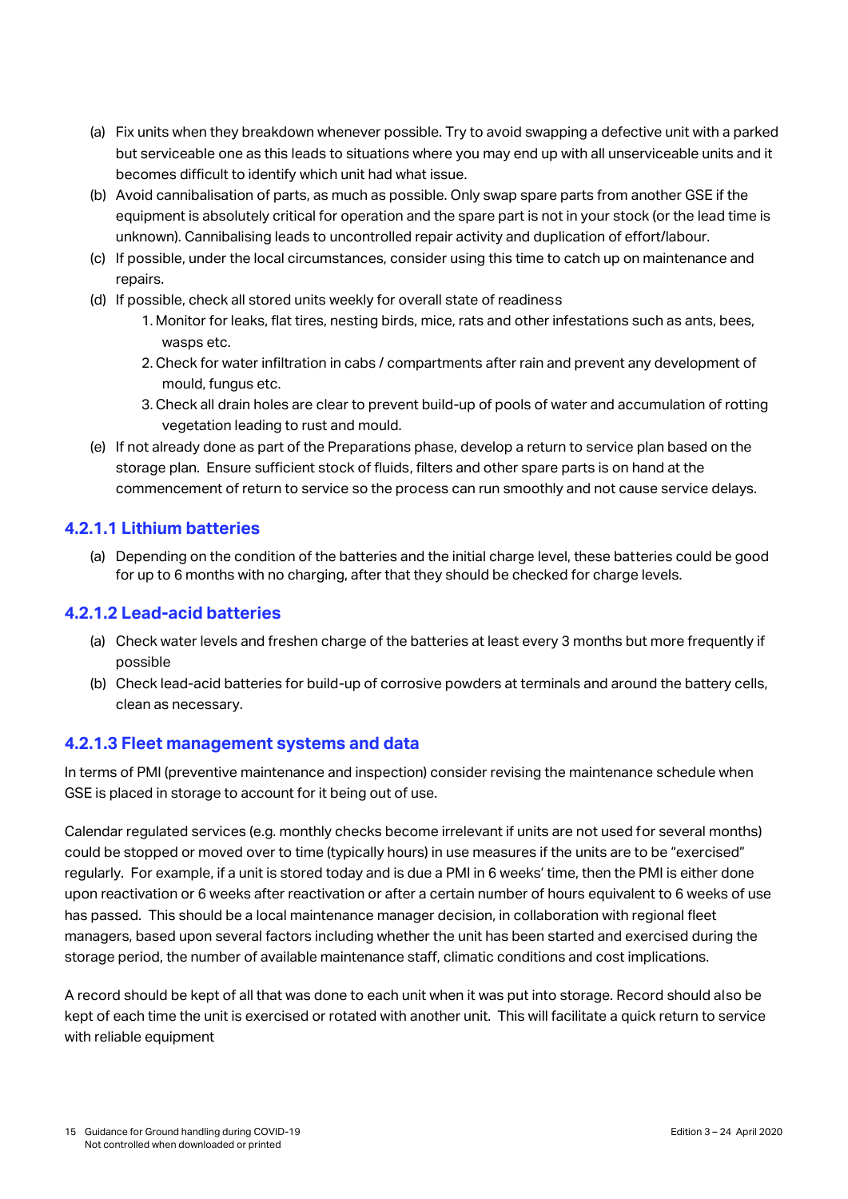(a) Fix units when they breakdown whenever possible. Try to avoid swapping a defective unit with a parked but serviceable one as this leads to situations where you may end up with all unserviceable units and it becomes difficult to identify which unit had what issue.

(b) Avoid cannibalisation of parts, as much as possible. Only swap spare parts from another GSE if the equipment is absolutely critical for operation and the spare part is not in your stock (or the lead time is unknown). Cannibalising leads to uncontrolled repair activity and duplication of effort/labour.

(c) If possible, under the local circumstances, consider using this time to catch up on maintenance and repairs.

(d) If possible, check all stored units weekly for overall state of readiness

  1. Monitor for leaks, flat tires, nesting birds, mice, rats and other infestations such as ants, bees, wasps etc.
  2. Check for water infiltration in cabs / compartments after rain and prevent any development of mould, fungus etc.
  3. Check all drain holes are clear to prevent build-up of pools of water and accumulation of rotting vegetation leading to rust and mould.

(e) If not already done as part of the Preparations phase, develop a return to service plan based on the storage plan. Ensure sufficient stock of fluids, filters and other spare parts is on hand at the commencement of return to service so the process can run smoothly and not cause service delays.

#### 4.2.1.1 Lithium batteries

(a) Depending on the condition of the batteries and the initial charge level, these batteries could be good for up to 6 months with no charging, after that they should be checked for charge levels.

#### 4.2.1.2 Lead-acid batteries

(a) Check water levels and freshen charge of the batteries at least every 3 months but more frequently if possible

(b) Check lead-acid batteries for build-up of corrosive powders at terminals and around the battery cells, clean as necessary.

#### 4.2.1.3 Fleet management systems and data

In terms of PMI (preventive maintenance and inspection) consider revising the maintenance schedule when GSE is placed in storage to account for it being out of use.

Calendar regulated services (e.g. monthly checks become irrelevant if units are not used for several months) could be stopped or moved over to time (typically hours) in use measures if the units are to be "exercised" regularly. For example, if a unit is stored today and is due a PMI in 6 weeks' time, then the PMI is either done upon reactivation or 6 weeks after reactivation or after a certain number of hours equivalent to 6 weeks of use has passed. This should be a local maintenance manager decision, in collaboration with regional fleet managers, based upon several factors including whether the unit has been started and exercised during the storage period, the number of available maintenance staff, climatic conditions and cost implications.

A record should be kept of all that was done to each unit when it was put into storage. Record should also be kept of each time the unit is exercised or rotated with another unit. This will facilitate a quick return to service with reliable equipment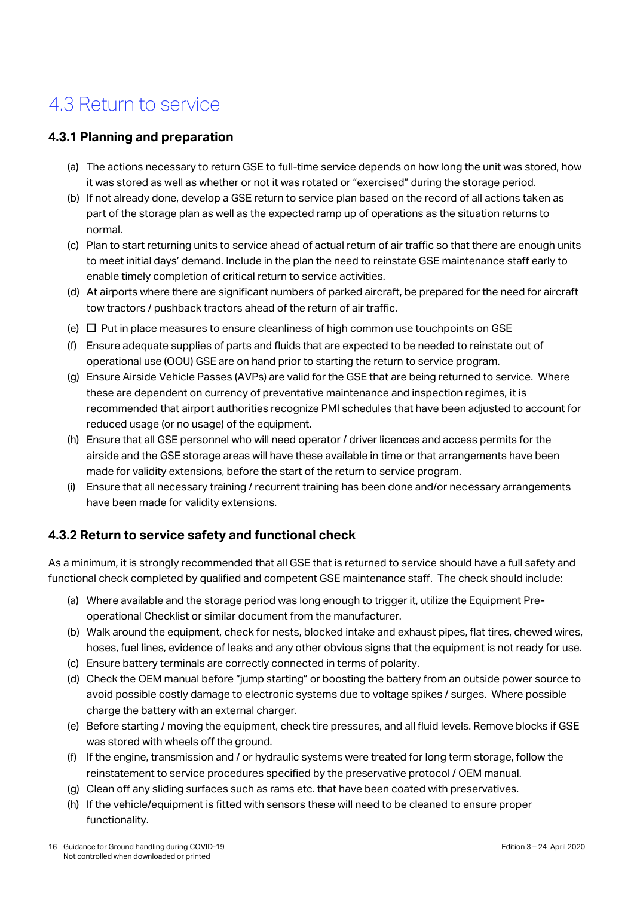# 4.3 Return to service

### 4.3.1 Planning and preparation

(a) The actions necessary to return GSE to full-time service depends on how long the unit was stored, how it was stored as well as whether or not it was rotated or "exercised" during the storage period.

(b) If not already done, develop a GSE return to service plan based on the record of all actions taken as part of the storage plan as well as the expected ramp up of operations as the situation returns to normal.

(c) Plan to start returning units to service ahead of actual return of air traffic so that there are enough units to meet initial days' demand. Include in the plan the need to reinstate GSE maintenance staff early to enable timely completion of critical return to service activities.

(d) At airports where there are significant numbers of parked aircraft, be prepared for the need for aircraft tow tractors / pushback tractors ahead of the return of air traffic.

(e) ☐ Put in place measures to ensure cleanliness of high common use touchpoints on GSE

(f) Ensure adequate supplies of parts and fluids that are expected to be needed to reinstate out of operational use (OOU) GSE are on hand prior to starting the return to service program.

(g) Ensure Airside Vehicle Passes (AVPs) are valid for the GSE that are being returned to service. Where these are dependent on currency of preventative maintenance and inspection regimes, it is recommended that airport authorities recognize PMI schedules that have been adjusted to account for reduced usage (or no usage) of the equipment.

(h) Ensure that all GSE personnel who will need operator / driver licences and access permits for the airside and the GSE storage areas will have these available in time or that arrangements have been made for validity extensions, before the start of the return to service program.

(i) Ensure that all necessary training / recurrent training has been done and/or necessary arrangements have been made for validity extensions.

### 4.3.2 Return to service safety and functional check

As a minimum, it is strongly recommended that all GSE that is returned to service should have a full safety and functional check completed by qualified and competent GSE maintenance staff. The check should include:

(a) Where available and the storage period was long enough to trigger it, utilize the Equipment Pre-operational Checklist or similar document from the manufacturer.

(b) Walk around the equipment, check for nests, blocked intake and exhaust pipes, flat tires, chewed wires, hoses, fuel lines, evidence of leaks and any other obvious signs that the equipment is not ready for use.

(c) Ensure battery terminals are correctly connected in terms of polarity.

(d) Check the OEM manual before "jump starting" or boosting the battery from an outside power source to avoid possible costly damage to electronic systems due to voltage spikes / surges. Where possible charge the battery with an external charger.

(e) Before starting / moving the equipment, check tire pressures, and all fluid levels. Remove blocks if GSE was stored with wheels off the ground.

(f) If the engine, transmission and / or hydraulic systems were treated for long term storage, follow the reinstatement to service procedures specified by the preservative protocol / OEM manual.

(g) Clean off any sliding surfaces such as rams etc. that have been coated with preservatives.

(h) If the vehicle/equipment is fitted with sensors these will need to be cleaned to ensure proper functionality.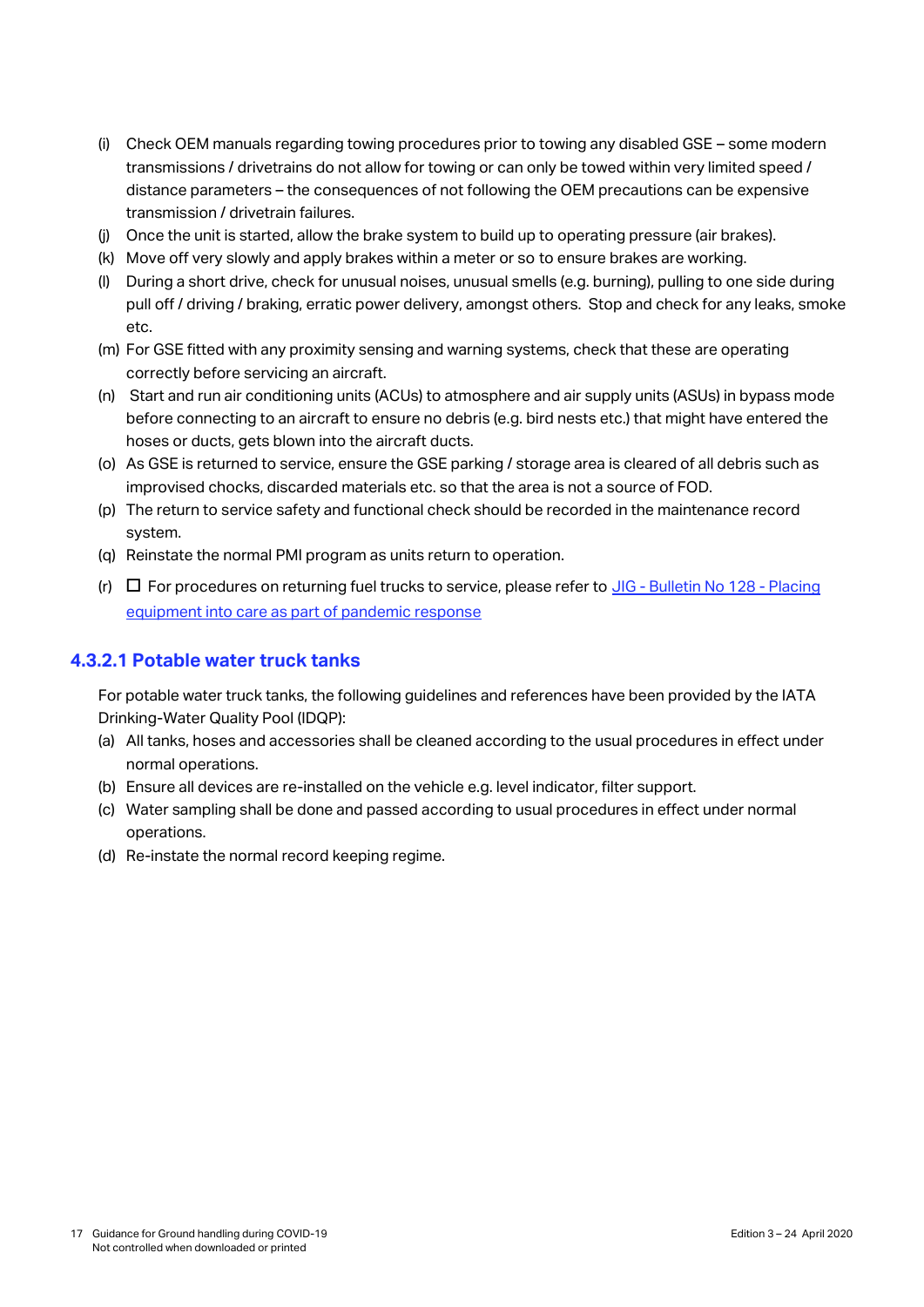(i) Check OEM manuals regarding towing procedures prior to towing any disabled GSE – some modern transmissions / drivetrains do not allow for towing or can only be towed within very limited speed / distance parameters – the consequences of not following the OEM precautions can be expensive transmission / drivetrain failures.

(j) Once the unit is started, allow the brake system to build up to operating pressure (air brakes).

(k) Move off very slowly and apply brakes within a meter or so to ensure brakes are working.

(l) During a short drive, check for unusual noises, unusual smells (e.g. burning), pulling to one side during pull off / driving / braking, erratic power delivery, amongst others. Stop and check for any leaks, smoke etc.

(m) For GSE fitted with any proximity sensing and warning systems, check that these are operating correctly before servicing an aircraft.

(n) Start and run air conditioning units (ACUs) to atmosphere and air supply units (ASUs) in bypass mode before connecting to an aircraft to ensure no debris (e.g. bird nests etc.) that might have entered the hoses or ducts, gets blown into the aircraft ducts.

(o) As GSE is returned to service, ensure the GSE parking / storage area is cleared of all debris such as improvised chocks, discarded materials etc. so that the area is not a source of FOD.

(p) The return to service safety and functional check should be recorded in the maintenance record system.

(q) Reinstate the normal PMI program as units return to operation.

(r) ☐ For procedures on returning fuel trucks to service, please refer to [JIG - Bulletin No 128 - Placing equipment into care as part of pandemic response]

#### 4.3.2.1 Potable water truck tanks

For potable water truck tanks, the following guidelines and references have been provided by the IATA Drinking-Water Quality Pool (IDQP):

(a) All tanks, hoses and accessories shall be cleaned according to the usual procedures in effect under normal operations.

(b) Ensure all devices are re-installed on the vehicle e.g. level indicator, filter support.

(c) Water sampling shall be done and passed according to usual procedures in effect under normal operations.

(d) Re-instate the normal record keeping regime.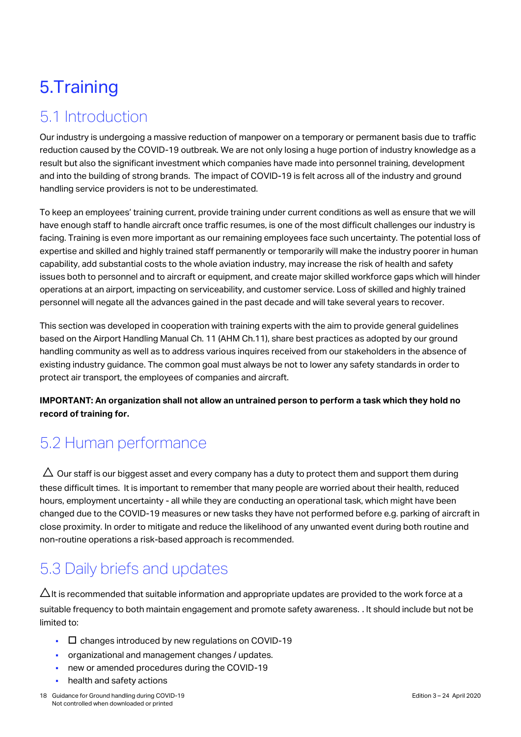# 5.Training

## 5.1 Introduction

Our industry is undergoing a massive reduction of manpower on a temporary or permanent basis due to traffic reduction caused by the COVID-19 outbreak. We are not only losing a huge portion of industry knowledge as a result but also the significant investment which companies have made into personnel training, development and into the building of strong brands. The impact of COVID-19 is felt across all of the industry and ground handling service providers is not to be underestimated.

To keep an employees' training current, provide training under current conditions as well as ensure that we will have enough staff to handle aircraft once traffic resumes, is one of the most difficult challenges our industry is facing. Training is even more important as our remaining employees face such uncertainty. The potential loss of expertise and skilled and highly trained staff permanently or temporarily will make the industry poorer in human capability, add substantial costs to the whole aviation industry, may increase the risk of health and safety issues both to personnel and to aircraft or equipment, and create major skilled workforce gaps which will hinder operations at an airport, impacting on serviceability, and customer service. Loss of skilled and highly trained personnel will negate all the advances gained in the past decade and will take several years to recover.

This section was developed in cooperation with training experts with the aim to provide general guidelines based on the Airport Handling Manual Ch. 11 (AHM Ch.11), share best practices as adopted by our ground handling community as well as to address various inquires received from our stakeholders in the absence of existing industry guidance. The common goal must always be not to lower any safety standards in order to protect air transport, the employees of companies and aircraft.

**IMPORTANT: An organization shall not allow an untrained person to perform a task which they hold no record of training for.**

## 5.2 Human performance

△ Our staff is our biggest asset and every company has a duty to protect them and support them during these difficult times. It is important to remember that many people are worried about their health, reduced hours, employment uncertainty - all while they are conducting an operational task, which might have been changed due to the COVID-19 measures or new tasks they have not performed before e.g. parking of aircraft in close proximity. In order to mitigate and reduce the likelihood of any unwanted event during both routine and non-routine operations a risk-based approach is recommended.

## 5.3 Daily briefs and updates

△It is recommended that suitable information and appropriate updates are provided to the work force at a suitable frequency to both maintain engagement and promote safety awareness. . It should include but not be limited to:

- ☐ changes introduced by new regulations on COVID-19
- organizational and management changes / updates.
- new or amended procedures during the COVID-19
- health and safety actions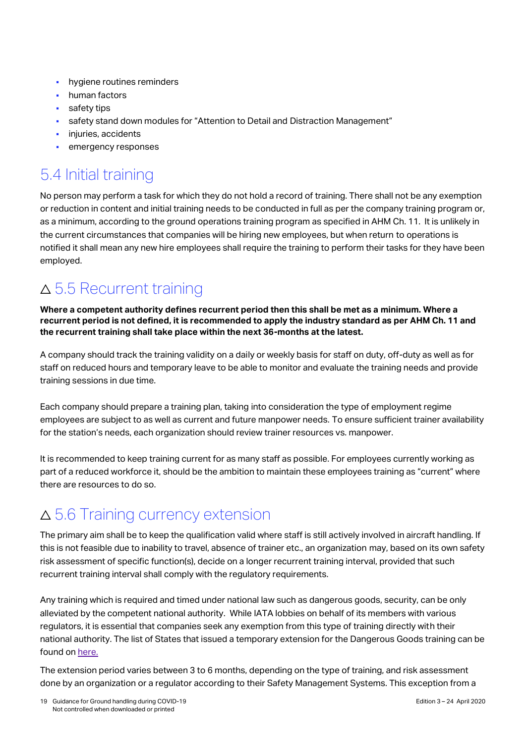- hygiene routines reminders
- human factors
- safety tips
- safety stand down modules for "Attention to Detail and Distraction Management"
- injuries, accidents
- emergency responses

## 5.4 Initial training

No person may perform a task for which they do not hold a record of training. There shall not be any exemption or reduction in content and initial training needs to be conducted in full as per the company training program or, as a minimum, according to the ground operations training program as specified in AHM Ch. 11. It is unlikely in the current circumstances that companies will be hiring new employees, but when return to operations is notified it shall mean any new hire employees shall require the training to perform their tasks for they have been employed.

## △ 5.5 Recurrent training

**Where a competent authority defines recurrent period then this shall be met as a minimum. Where a recurrent period is not defined, it is recommended to apply the industry standard as per AHM Ch. 11 and the recurrent training shall take place within the next 36-months at the latest.**

A company should track the training validity on a daily or weekly basis for staff on duty, off-duty as well as for staff on reduced hours and temporary leave to be able to monitor and evaluate the training needs and provide training sessions in due time.

Each company should prepare a training plan, taking into consideration the type of employment regime employees are subject to as well as current and future manpower needs. To ensure sufficient trainer availability for the station's needs, each organization should review trainer resources vs. manpower.

It is recommended to keep training current for as many staff as possible. For employees currently working as part of a reduced workforce it, should be the ambition to maintain these employees training as "current" where there are resources to do so.

## △ 5.6 Training currency extension

The primary aim shall be to keep the qualification valid where staff is still actively involved in aircraft handling. If this is not feasible due to inability to travel, absence of trainer etc., an organization may, based on its own safety risk assessment of specific function(s), decide on a longer recurrent training interval, provided that such recurrent training interval shall comply with the regulatory requirements.

Any training which is required and timed under national law such as dangerous goods, security, can be only alleviated by the competent national authority. While IATA lobbies on behalf of its members with various regulators, it is essential that companies seek any exemption from this type of training directly with their national authority. The list of States that issued a temporary extension for the Dangerous Goods training can be found on here.

The extension period varies between 3 to 6 months, depending on the type of training, and risk assessment done by an organization or a regulator according to their Safety Management Systems. This exception from a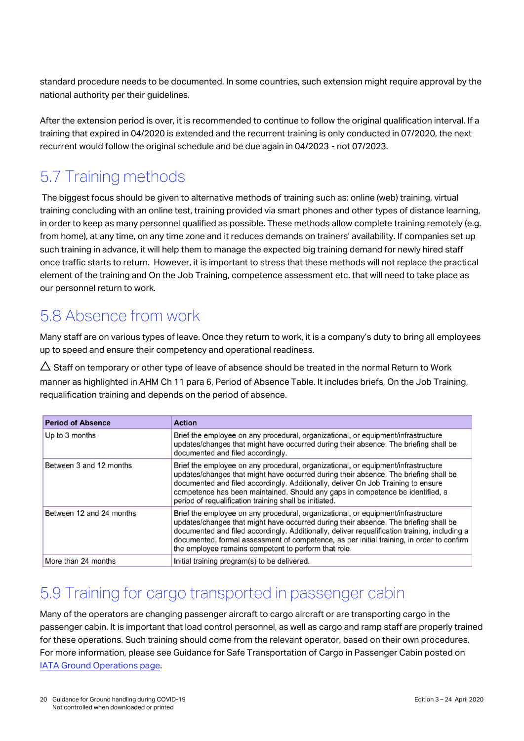standard procedure needs to be documented. In some countries, such extension might require approval by the national authority per their guidelines.

After the extension period is over, it is recommended to continue to follow the original qualification interval. If a training that expired in 04/2020 is extended and the recurrent training is only conducted in 07/2020, the next recurrent would follow the original schedule and be due again in 04/2023 - not 07/2023.

## 5.7 Training methods

The biggest focus should be given to alternative methods of training such as: online (web) training, virtual training concluding with an online test, training provided via smart phones and other types of distance learning, in order to keep as many personnel qualified as possible. These methods allow complete training remotely (e.g. from home), at any time, on any time zone and it reduces demands on trainers' availability. If companies set up such training in advance, it will help them to manage the expected big training demand for newly hired staff once traffic starts to return. However, it is important to stress that these methods will not replace the practical element of the training and On the Job Training, competence assessment etc. that will need to take place as our personnel return to work.

## 5.8 Absence from work

Many staff are on various types of leave. Once they return to work, it is a company's duty to bring all employees up to speed and ensure their competency and operational readiness.

△ Staff on temporary or other type of leave of absence should be treated in the normal Return to Work manner as highlighted in AHM Ch 11 para 6, Period of Absence Table. It includes briefs, On the Job Training, requalification training and depends on the period of absence.

| Period of Absence | Action |
|---|---|
| Up to 3 months | Brief the employee on any procedural, organizational, or equipment/infrastructure updates/changes that might have occurred during their absence. The briefing shall be documented and filed accordingly. |
| Between 3 and 12 months | Brief the employee on any procedural, organizational, or equipment/infrastructure updates/changes that might have occurred during their absence. The briefing shall be documented and filed accordingly. Additionally, deliver On Job Training to ensure competence has been maintained. Should any gaps in competence be identified, a period of requalification training shall be initiated. |
| Between 12 and 24 months | Brief the employee on any procedural, organizational, or equipment/infrastructure updates/changes that might have occurred during their absence. The briefing shall be documented and filed accordingly. Additionally, deliver requalification training, including a documented, formal assessment of competence, as per initial training, in order to confirm the employee remains competent to perform that role. |
| More than 24 months | Initial training program(s) to be delivered. |

## 5.9 Training for cargo transported in passenger cabin

Many of the operators are changing passenger aircraft to cargo aircraft or are transporting cargo in the passenger cabin. It is important that load control personnel, as well as cargo and ramp staff are properly trained for these operations. Such training should come from the relevant operator, based on their own procedures. For more information, please see Guidance for Safe Transportation of Cargo in Passenger Cabin posted on IATA Ground Operations page.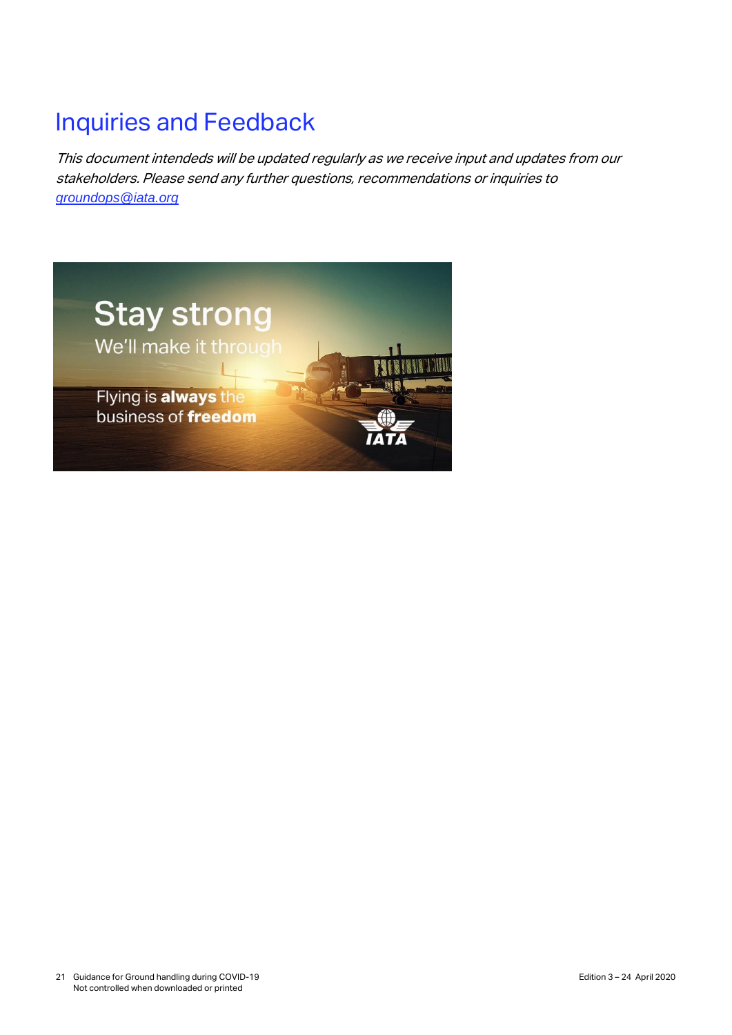# Inquiries and Feedback

*This document intendeds will be updated regularly as we receive input and updates from our stakeholders. Please send any further questions, recommendations or inquiries to* [groundops@iata.org](mailto:groundops@iata.org)